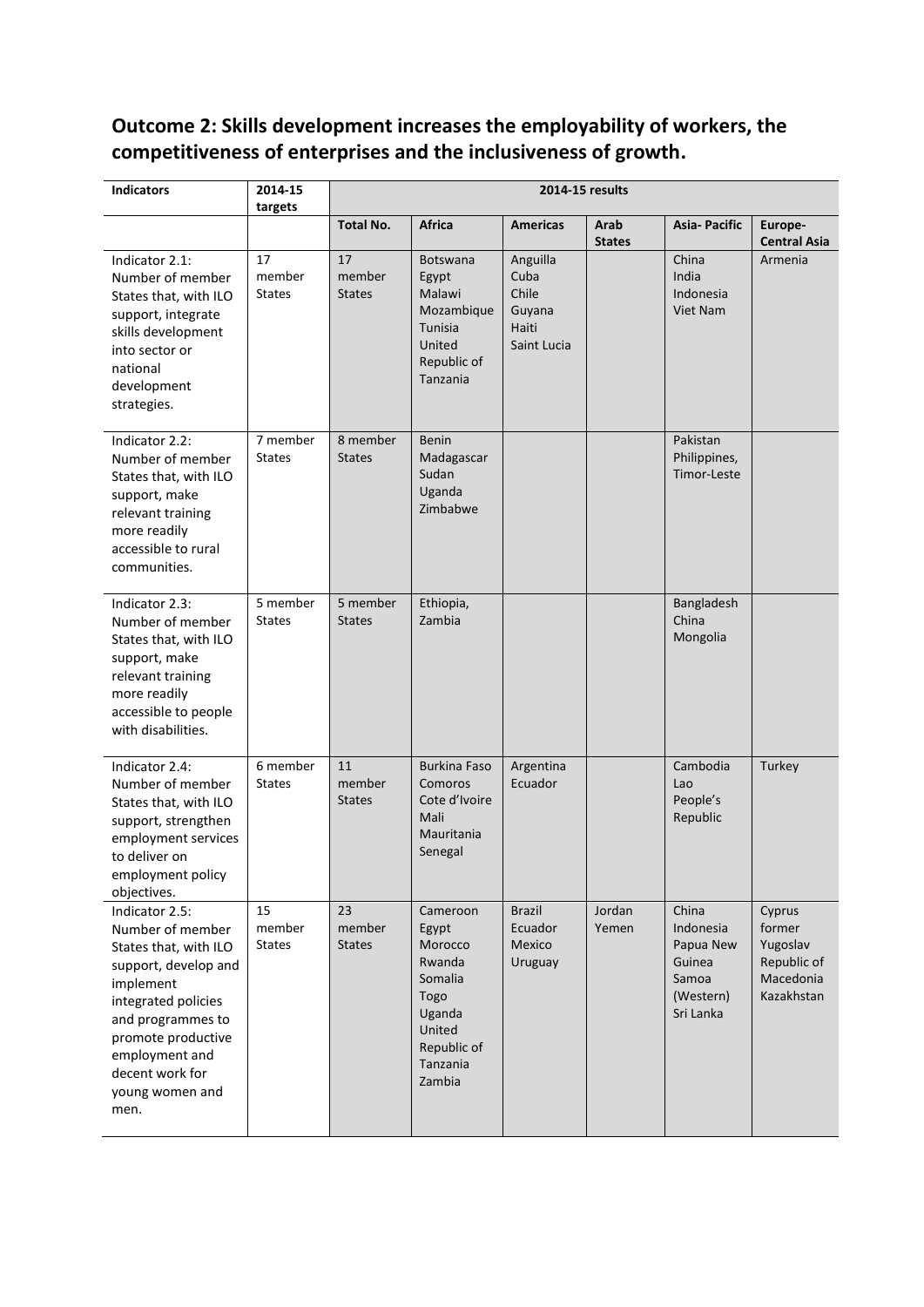## Outcome 2: Skills development increases the employability of workers, the competitiveness of enterprises and the inclusiveness of growth.

| Indicators | 2014-15 targets | 2014-15 results | | | | | |
|---|---|---|---|---|---|---|---|
| | | Total No. | Africa | Americas | Arab States | Asia- Pacific | Europe-Central Asia |
| Indicator 2.1: Number of member States that, with ILO support, integrate skills development into sector or national development strategies. | 17 member States | 17 member States | Botswana<br>Egypt<br>Malawi<br>Mozambique<br>Tunisia<br>United Republic of Tanzania | Anguilla<br>Cuba<br>Chile<br>Guyana<br>Haiti<br>Saint Lucia | | China<br>India<br>Indonesia<br>Viet Nam | Armenia |
| Indicator 2.2: Number of member States that, with ILO support, make relevant training more readily accessible to rural communities. | 7 member States | 8 member States | Benin<br>Madagascar<br>Sudan<br>Uganda<br>Zimbabwe | | | Pakistan<br>Philippines,<br>Timor-Leste | |
| Indicator 2.3: Number of member States that, with ILO support, make relevant training more readily accessible to people with disabilities. | 5 member States | 5 member States | Ethiopia,<br>Zambia | | | Bangladesh<br>China<br>Mongolia | |
| Indicator 2.4: Number of member States that, with ILO support, strengthen employment services to deliver on employment policy objectives. | 6 member States | 11 member States | Burkina Faso<br>Comoros<br>Cote d'Ivoire<br>Mali<br>Mauritania<br>Senegal | Argentina<br>Ecuador | | Cambodia<br>Lao People's Republic | Turkey |
| Indicator 2.5: Number of member States that, with ILO support, develop and implement integrated policies and programmes to promote productive employment and decent work for young women and men. | 15 member States | 23 member States | Cameroon<br>Egypt<br>Morocco<br>Rwanda<br>Somalia<br>Togo<br>Uganda<br>United Republic of Tanzania<br>Zambia | Brazil<br>Ecuador<br>Mexico<br>Uruguay | Jordan<br>Yemen | China<br>Indonesia<br>Papua New Guinea<br>Samoa (Western)<br>Sri Lanka | Cyprus<br>former Yugoslav Republic of Macedonia<br>Kazakhstan |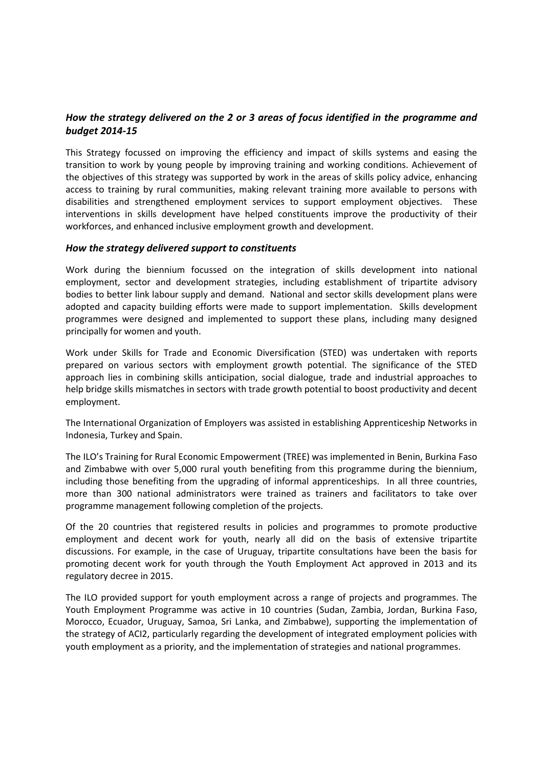### *How the strategy delivered on the 2 or 3 areas of focus identified in the programme and budget 2014-15*

This Strategy focussed on improving the efficiency and impact of skills systems and easing the transition to work by young people by improving training and working conditions. Achievement of the objectives of this strategy was supported by work in the areas of skills policy advice, enhancing access to training by rural communities, making relevant training more available to persons with disabilities and strengthened employment services to support employment objectives. These interventions in skills development have helped constituents improve the productivity of their workforces, and enhanced inclusive employment growth and development.

### *How the strategy delivered support to constituents*

Work during the biennium focussed on the integration of skills development into national employment, sector and development strategies, including establishment of tripartite advisory bodies to better link labour supply and demand. National and sector skills development plans were adopted and capacity building efforts were made to support implementation. Skills development programmes were designed and implemented to support these plans, including many designed principally for women and youth.

Work under Skills for Trade and Economic Diversification (STED) was undertaken with reports prepared on various sectors with employment growth potential. The significance of the STED approach lies in combining skills anticipation, social dialogue, trade and industrial approaches to help bridge skills mismatches in sectors with trade growth potential to boost productivity and decent employment.

The International Organization of Employers was assisted in establishing Apprenticeship Networks in Indonesia, Turkey and Spain.

The ILO's Training for Rural Economic Empowerment (TREE) was implemented in Benin, Burkina Faso and Zimbabwe with over 5,000 rural youth benefiting from this programme during the biennium, including those benefiting from the upgrading of informal apprenticeships. In all three countries, more than 300 national administrators were trained as trainers and facilitators to take over programme management following completion of the projects.

Of the 20 countries that registered results in policies and programmes to promote productive employment and decent work for youth, nearly all did on the basis of extensive tripartite discussions. For example, in the case of Uruguay, tripartite consultations have been the basis for promoting decent work for youth through the Youth Employment Act approved in 2013 and its regulatory decree in 2015.

The ILO provided support for youth employment across a range of projects and programmes. The Youth Employment Programme was active in 10 countries (Sudan, Zambia, Jordan, Burkina Faso, Morocco, Ecuador, Uruguay, Samoa, Sri Lanka, and Zimbabwe), supporting the implementation of the strategy of ACI2, particularly regarding the development of integrated employment policies with youth employment as a priority, and the implementation of strategies and national programmes.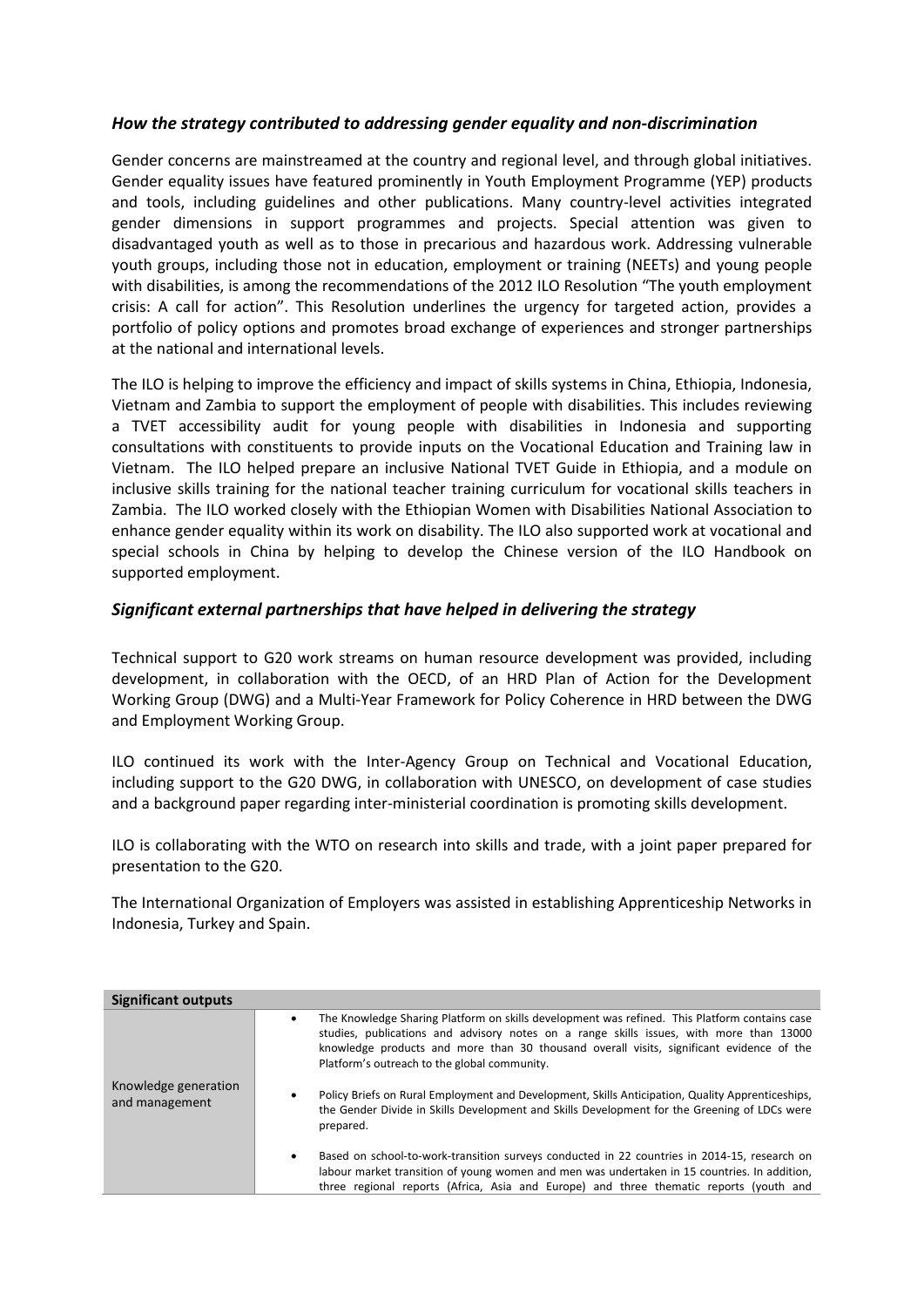### *How the strategy contributed to addressing gender equality and non-discrimination*

Gender concerns are mainstreamed at the country and regional level, and through global initiatives. Gender equality issues have featured prominently in Youth Employment Programme (YEP) products and tools, including guidelines and other publications. Many country-level activities integrated gender dimensions in support programmes and projects. Special attention was given to disadvantaged youth as well as to those in precarious and hazardous work. Addressing vulnerable youth groups, including those not in education, employment or training (NEETs) and young people with disabilities, is among the recommendations of the 2012 ILO Resolution "The youth employment crisis: A call for action". This Resolution underlines the urgency for targeted action, provides a portfolio of policy options and promotes broad exchange of experiences and stronger partnerships at the national and international levels.

The ILO is helping to improve the efficiency and impact of skills systems in China, Ethiopia, Indonesia, Vietnam and Zambia to support the employment of people with disabilities. This includes reviewing a TVET accessibility audit for young people with disabilities in Indonesia and supporting consultations with constituents to provide inputs on the Vocational Education and Training law in Vietnam. The ILO helped prepare an inclusive National TVET Guide in Ethiopia, and a module on inclusive skills training for the national teacher training curriculum for vocational skills teachers in Zambia. The ILO worked closely with the Ethiopian Women with Disabilities National Association to enhance gender equality within its work on disability. The ILO also supported work at vocational and special schools in China by helping to develop the Chinese version of the ILO Handbook on supported employment.

### *Significant external partnerships that have helped in delivering the strategy*

Technical support to G20 work streams on human resource development was provided, including development, in collaboration with the OECD, of an HRD Plan of Action for the Development Working Group (DWG) and a Multi-Year Framework for Policy Coherence in HRD between the DWG and Employment Working Group.

ILO continued its work with the Inter-Agency Group on Technical and Vocational Education, including support to the G20 DWG, in collaboration with UNESCO, on development of case studies and a background paper regarding inter-ministerial coordination is promoting skills development.

ILO is collaborating with the WTO on research into skills and trade, with a joint paper prepared for presentation to the G20.

The International Organization of Employers was assisted in establishing Apprenticeship Networks in Indonesia, Turkey and Spain.

| **Significant outputs** | |
|---|---|
| Knowledge generation and management | • The Knowledge Sharing Platform on skills development was refined. This Platform contains case studies, publications and advisory notes on a range skills issues, with more than 13000 knowledge products and more than 30 thousand overall visits, significant evidence of the Platform's outreach to the global community.<br><br>• Policy Briefs on Rural Employment and Development, Skills Anticipation, Quality Apprenticeships, the Gender Divide in Skills Development and Skills Development for the Greening of LDCs were prepared.<br><br>• Based on school-to-work-transition surveys conducted in 22 countries in 2014-15, research on labour market transition of young women and men was undertaken in 15 countries. In addition, three regional reports (Africa, Asia and Europe) and three thematic reports (youth and |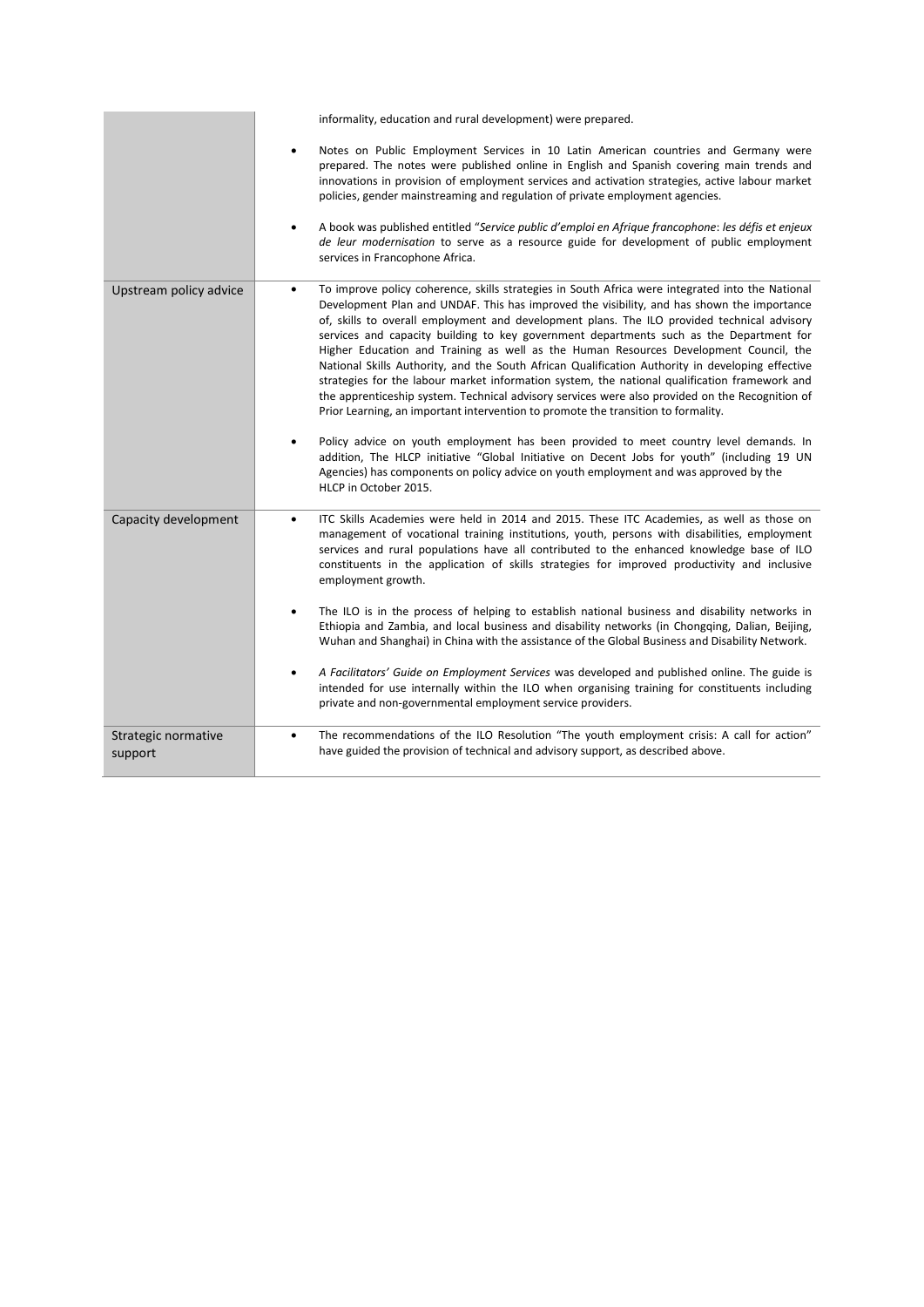| | |
|---|---|
| | informality, education and rural development) were prepared.<br><br>• Notes on Public Employment Services in 10 Latin American countries and Germany were prepared. The notes were published online in English and Spanish covering main trends and innovations in provision of employment services and activation strategies, active labour market policies, gender mainstreaming and regulation of private employment agencies.<br><br>• A book was published entitled "*Service public d'emploi en Afrique francophone*: *les défis et enjeux de leur modernisation* to serve as a resource guide for development of public employment services in Francophone Africa. |
| Upstream policy advice | • To improve policy coherence, skills strategies in South Africa were integrated into the National Development Plan and UNDAF. This has improved the visibility, and has shown the importance of, skills to overall employment and development plans. The ILO provided technical advisory services and capacity building to key government departments such as the Department for Higher Education and Training as well as the Human Resources Development Council, the National Skills Authority, and the South African Qualification Authority in developing effective strategies for the labour market information system, the national qualification framework and the apprenticeship system. Technical advisory services were also provided on the Recognition of Prior Learning, an important intervention to promote the transition to formality.<br><br>• Policy advice on youth employment has been provided to meet country level demands. In addition, The HLCP initiative "Global Initiative on Decent Jobs for youth" (including 19 UN Agencies) has components on policy advice on youth employment and was approved by the HLCP in October 2015. |
| Capacity development | • ITC Skills Academies were held in 2014 and 2015. These ITC Academies, as well as those on management of vocational training institutions, youth, persons with disabilities, employment services and rural populations have all contributed to the enhanced knowledge base of ILO constituents in the application of skills strategies for improved productivity and inclusive employment growth.<br><br>• The ILO is in the process of helping to establish national business and disability networks in Ethiopia and Zambia, and local business and disability networks (in Chongqing, Dalian, Beijing, Wuhan and Shanghai) in China with the assistance of the Global Business and Disability Network.<br><br>• *A Facilitators' Guide on Employment Services* was developed and published online. The guide is intended for use internally within the ILO when organising training for constituents including private and non-governmental employment service providers. |
| Strategic normative support | • The recommendations of the ILO Resolution "The youth employment crisis: A call for action" have guided the provision of technical and advisory support, as described above. |